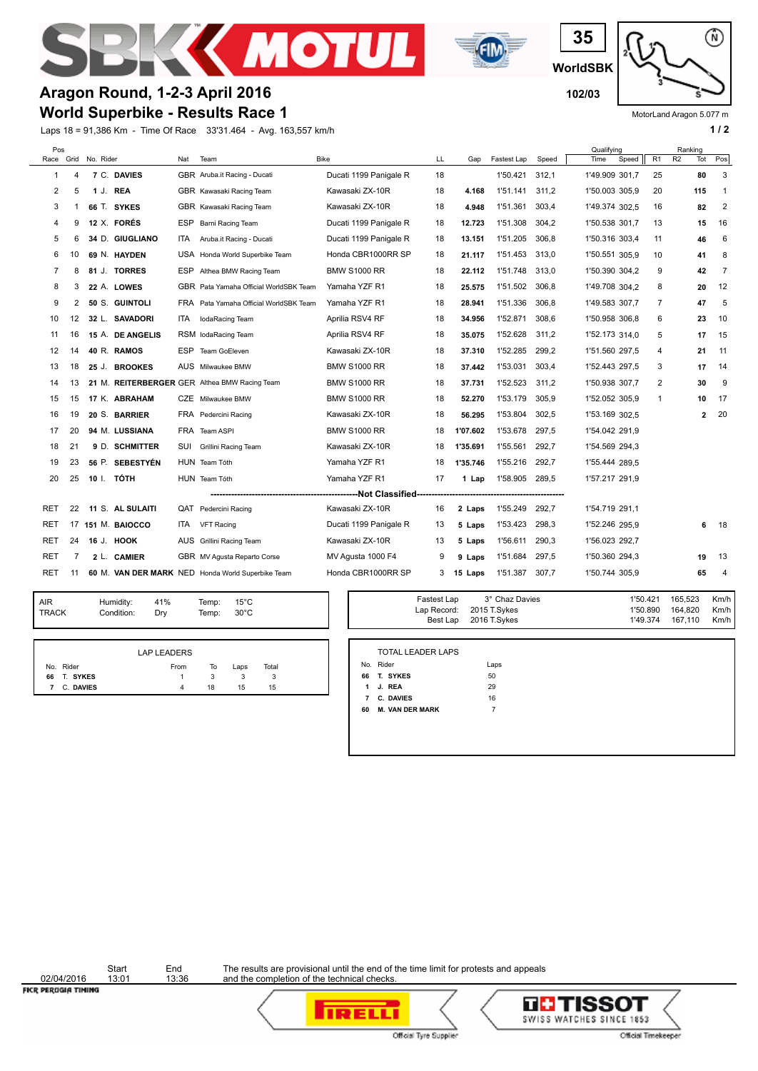# Aragon Round, 1-2-3 April 2016
# World Superbike - Results Race 1

35
WorldSBK
102/03

MotorLand Aragon 5.077 m

Laps 18 = 91,386 Km - Time Of Race 33'31.464 - Avg. 163,557 km/h

| Pos Race | Grid | No. | Rider | Nat | Team | Bike | LL | Gap | Fastest Lap | Speed | Qualifying Time | Qualifying Speed | R1 | R2 | Ranking Tot | Ranking Pos |
|---|---|---|---|---|---|---|---|---|---|---|---|---|---|---|---|---|
| 1 | 4 | 7 | C. DAVIES | GBR | Aruba.it Racing - Ducati | Ducati 1199 Panigale R | 18 | | 1'50.421 | 312,1 | 1'49.909 | 301,7 | 25 | | 80 | 3 |
| 2 | 5 | 1 | J. REA | GBR | Kawasaki Racing Team | Kawasaki ZX-10R | 18 | 4.168 | 1'51.141 | 311,2 | 1'50.003 | 305,9 | 20 | | 115 | 1 |
| 3 | 1 | 66 | T. SYKES | GBR | Kawasaki Racing Team | Kawasaki ZX-10R | 18 | 4.948 | 1'51.361 | 303,4 | 1'49.374 | 302,5 | 16 | | 82 | 2 |
| 4 | 9 | 12 | X. FORÉS | ESP | Barni Racing Team | Ducati 1199 Panigale R | 18 | 12.723 | 1'51.308 | 304,2 | 1'50.538 | 301,7 | 13 | | 15 | 16 |
| 5 | 6 | 34 | D. GIUGLIANO | ITA | Aruba.it Racing - Ducati | Ducati 1199 Panigale R | 18 | 13.151 | 1'51.205 | 306,8 | 1'50.316 | 303,4 | 11 | | 46 | 6 |
| 6 | 10 | 69 | N. HAYDEN | USA | Honda World Superbike Team | Honda CBR1000RR SP | 18 | 21.117 | 1'51.453 | 313,0 | 1'50.551 | 305,9 | 10 | | 41 | 8 |
| 7 | 8 | 81 | J. TORRES | ESP | Althea BMW Racing Team | BMW S1000 RR | 18 | 22.112 | 1'51.748 | 313,0 | 1'50.390 | 304,2 | 9 | | 42 | 7 |
| 8 | 3 | 22 | A. LOWES | GBR | Pata Yamaha Official WorldSBK Team | Yamaha YZF R1 | 18 | 25.575 | 1'51.502 | 306,8 | 1'49.708 | 304,2 | 8 | | 20 | 12 |
| 9 | 2 | 50 | S. GUINTOLI | FRA | Pata Yamaha Official WorldSBK Team | Yamaha YZF R1 | 18 | 28.941 | 1'51.336 | 306,8 | 1'49.583 | 307,7 | 7 | | 47 | 5 |
| 10 | 12 | 32 | L. SAVADORI | ITA | IodaRacing Team | Aprilia RSV4 RF | 18 | 34.956 | 1'52.871 | 308,6 | 1'50.958 | 306,8 | 6 | | 23 | 10 |
| 11 | 16 | 15 | A. DE ANGELIS | RSM | IodaRacing Team | Aprilia RSV4 RF | 18 | 35.075 | 1'52.628 | 311,2 | 1'52.173 | 314,0 | 5 | | 17 | 15 |
| 12 | 14 | 40 | R. RAMOS | ESP | Team GoEleven | Kawasaki ZX-10R | 18 | 37.310 | 1'52.285 | 299,2 | 1'51.560 | 297,5 | 4 | | 21 | 11 |
| 13 | 18 | 25 | J. BROOKES | AUS | Milwaukee BMW | BMW S1000 RR | 18 | 37.442 | 1'53.031 | 303,4 | 1'52.443 | 297,5 | 3 | | 17 | 14 |
| 14 | 13 | 21 | M. REITERBERGER | GER | Althea BMW Racing Team | BMW S1000 RR | 18 | 37.731 | 1'52.523 | 311,2 | 1'50.938 | 307,7 | 2 | | 30 | 9 |
| 15 | 15 | 17 | K. ABRAHAM | CZE | Milwaukee BMW | BMW S1000 RR | 18 | 52.270 | 1'53.179 | 305,9 | 1'52.052 | 305,9 | 1 | | 10 | 17 |
| 16 | 19 | 20 | S. BARRIER | FRA | Pedercini Racing | Kawasaki ZX-10R | 18 | 56.295 | 1'53.804 | 302,5 | 1'53.169 | 302,5 | | | 2 | 20 |
| 17 | 20 | 94 | M. LUSSIANA | FRA | Team ASPI | BMW S1000 RR | 18 | 1'07.602 | 1'53.678 | 297,5 | 1'54.042 | 291,9 | | | | |
| 18 | 21 | 9 | D. SCHMITTER | SUI | Grillini Racing Team | Kawasaki ZX-10R | 18 | 1'35.691 | 1'55.561 | 292,7 | 1'54.569 | 294,3 | | | | |
| 19 | 23 | 56 | P. SEBESTYÉN | HUN | Team Tóth | Yamaha YZF R1 | 18 | 1'35.746 | 1'55.216 | 292,7 | 1'55.444 | 289,5 | | | | |
| 20 | 25 | 10 | I. TÓTH | HUN | Team Tóth | Yamaha YZF R1 | 17 | 1 Lap | 1'58.905 | 289,5 | 1'57.217 | 291,9 | | | | |
| | | | **Not Classified** | | | | | | | | | | | | | |
| RET | 22 | 11 | S. AL SULAITI | QAT | Pedercini Racing | Kawasaki ZX-10R | 16 | 2 Laps | 1'55.249 | 292,7 | 1'54.719 | 291,1 | | | | |
| RET | 17 | 151 | M. BAIOCCO | ITA | VFT Racing | Ducati 1199 Panigale R | 13 | 5 Laps | 1'53.423 | 298,3 | 1'52.246 | 295,9 | | | 6 | 18 |
| RET | 24 | 16 | J. HOOK | AUS | Grillini Racing Team | Kawasaki ZX-10R | 13 | 5 Laps | 1'56.611 | 290,3 | 1'56.023 | 292,7 | | | | |
| RET | 7 | 2 | L. CAMIER | GBR | MV Agusta Reparto Corse | MV Agusta 1000 F4 | 9 | 9 Laps | 1'51.684 | 297,5 | 1'50.360 | 294,3 | | | 19 | 13 |
| RET | 11 | 60 | M. VAN DER MARK | NED | Honda World Superbike Team | Honda CBR1000RR SP | 3 | 15 Laps | 1'51.387 | 307,7 | 1'50.744 | 305,9 | | | 65 | 4 |

| | | | | |
|---|---|---|---|---|
| AIR | Humidity: | 41% | Temp: | 15°C |
| TRACK | Condition: | Dry | Temp: | 30°C |

| | | | | |
|---|---|---|---|---|
| Fastest Lap | 3° Chaz Davies | 1'50.421 | 165,523 | Km/h |
| Lap Record: | 2015 T.Sykes | 1'50.890 | 164,820 | Km/h |
| Best Lap | 2016 T.Sykes | 1'49.374 | 167,110 | Km/h |

**LAP LEADERS**

| No. | Rider | From | To | Laps | Total |
|---|---|---|---|---|---|
| 66 | T. SYKES | 1 | 3 | 3 | 3 |
| 7 | C. DAVIES | 4 | 18 | 15 | 15 |

**TOTAL LEADER LAPS**

| No. | Rider | Laps |
|---|---|---|
| 66 | T. SYKES | 50 |
| 1 | J. REA | 29 |
| 7 | C. DAVIES | 16 |
| 60 | M. VAN DER MARK | 7 |

| | Start | End |
|---|---|---|
| 02/04/2016 | 13:01 | 13:36 |

The results are provisional until the end of the time limit for protests and appeals and the completion of the technical checks.

Official Tyre Supplier — Official Timekeeper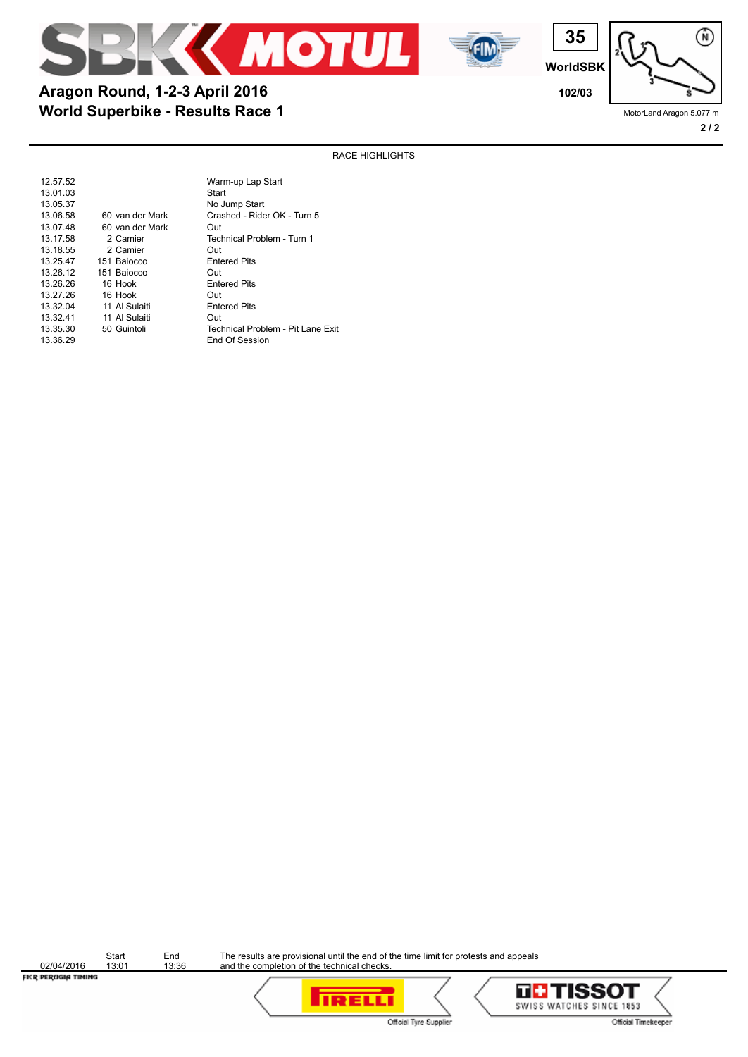# Aragon Round, 1-2-3 April 2016

## World Superbike - Results Race 1

35
WorldSBK
102/03

MotorLand Aragon 5.077 m

RACE HIGHLIGHTS

| Time | Rider | Event |
|---|---|---|
| 12.57.52 | | Warm-up Lap Start |
| 13.01.03 | | Start |
| 13.05.37 | | No Jump Start |
| 13.06.58 | 60 van der Mark | Crashed - Rider OK - Turn 5 |
| 13.07.48 | 60 van der Mark | Out |
| 13.17.58 | 2 Camier | Technical Problem - Turn 1 |
| 13.18.55 | 2 Camier | Out |
| 13.25.47 | 151 Baiocco | Entered Pits |
| 13.26.12 | 151 Baiocco | Out |
| 13.26.26 | 16 Hook | Entered Pits |
| 13.27.26 | 16 Hook | Out |
| 13.32.04 | 11 Al Sulaiti | Entered Pits |
| 13.32.41 | 11 Al Sulaiti | Out |
| 13.35.30 | 50 Guintoli | Technical Problem - Pit Lane Exit |
| 13.36.29 | | End Of Session |

| Date | Start | End |
|---|---|---|
| 02/04/2016 | 13:01 | 13:36 |

The results are provisional until the end of the time limit for protests and appeals and the completion of the technical checks.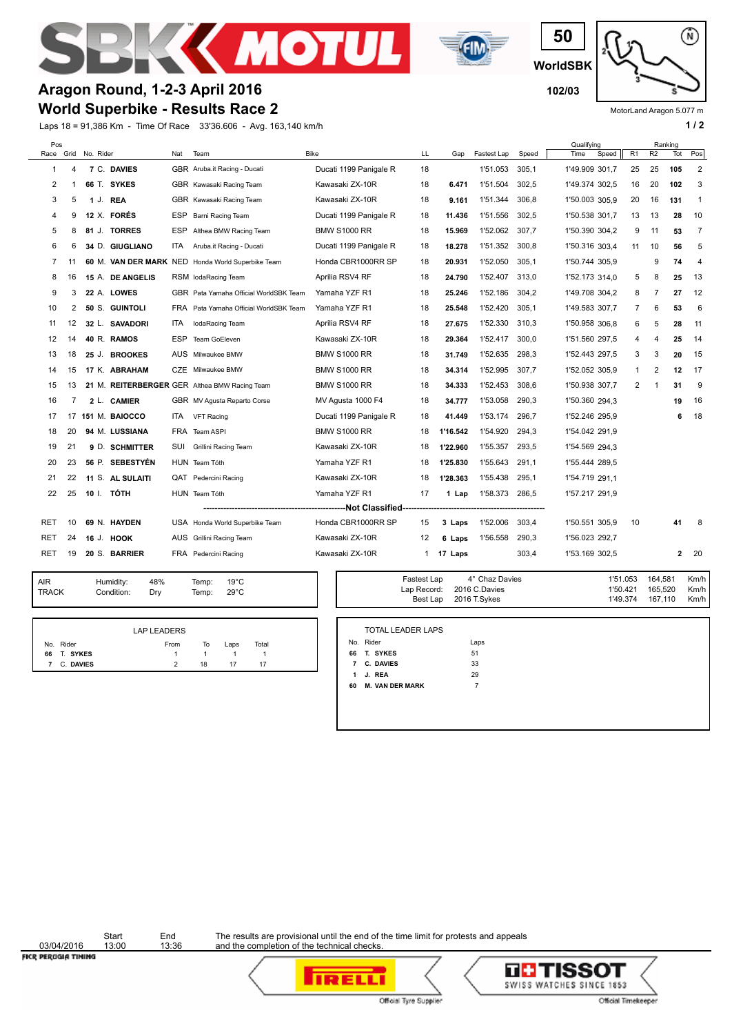# Aragon Round, 1-2-3 April 2016

## World Superbike - Results Race 2

50 WorldSBK 102/03

MotorLand Aragon 5.077 m

Laps 18 = 91,386 Km - Time Of Race 33'36.606 - Avg. 163,140 km/h

| Pos Race | Grid | No. | Rider | Nat | Team | Bike | LL | Gap | Fastest Lap | Speed | Qualifying Time | Qualifying Speed | Ranking R1 | Ranking R2 | Ranking Tot | Ranking Pos |
|---|---|---|---|---|---|---|---|---|---|---|---|---|---|---|---|---|
| 1 | 4 | 7 | C. **DAVIES** | GBR | Aruba.it Racing - Ducati | Ducati 1199 Panigale R | 18 | | 1'51.053 | 305,1 | 1'49.909 | 301,7 | 25 | 25 | **105** | 2 |
| 2 | 1 | 66 | T. **SYKES** | GBR | Kawasaki Racing Team | Kawasaki ZX-10R | 18 | **6.471** | 1'51.504 | 302,5 | 1'49.374 | 302,5 | 16 | 20 | **102** | 3 |
| 3 | 5 | 1 | J. **REA** | GBR | Kawasaki Racing Team | Kawasaki ZX-10R | 18 | **9.161** | 1'51.344 | 306,8 | 1'50.003 | 305,9 | 20 | 16 | **131** | 1 |
| 4 | 9 | 12 | X. **FORÉS** | ESP | Barni Racing Team | Ducati 1199 Panigale R | 18 | **11.436** | 1'51.556 | 302,5 | 1'50.538 | 301,7 | 13 | 13 | **28** | 10 |
| 5 | 8 | 81 | J. **TORRES** | ESP | Althea BMW Racing Team | BMW S1000 RR | 18 | **15.969** | 1'52.062 | 307,7 | 1'50.390 | 304,2 | 9 | 11 | **53** | 7 |
| 6 | 6 | 34 | D. **GIUGLIANO** | ITA | Aruba.it Racing - Ducati | Ducati 1199 Panigale R | 18 | **18.278** | 1'51.352 | 300,8 | 1'50.316 | 303,4 | 11 | 10 | **56** | 5 |
| 7 | 11 | 60 | M. **VAN DER MARK** | NED | Honda World Superbike Team | Honda CBR1000RR SP | 18 | **20.931** | 1'52.050 | 305,1 | 1'50.744 | 305,9 | | 9 | **74** | 4 |
| 8 | 16 | 15 | A. **DE ANGELIS** | RSM | IodaRacing Team | Aprilia RSV4 RF | 18 | **24.790** | 1'52.407 | 313,0 | 1'52.173 | 314,0 | 5 | 8 | **25** | 13 |
| 9 | 3 | 22 | A. **LOWES** | GBR | Pata Yamaha Official WorldSBK Team | Yamaha YZF R1 | 18 | **25.246** | 1'52.186 | 304,2 | 1'49.708 | 304,2 | 8 | 7 | **27** | 12 |
| 10 | 2 | 50 | S. **GUINTOLI** | FRA | Pata Yamaha Official WorldSBK Team | Yamaha YZF R1 | 18 | **25.548** | 1'52.420 | 305,1 | 1'49.583 | 307,7 | 7 | 6 | **53** | 6 |
| 11 | 12 | 32 | L. **SAVADORI** | ITA | IodaRacing Team | Aprilia RSV4 RF | 18 | **27.675** | 1'52.330 | 310,3 | 1'50.958 | 306,8 | 6 | 5 | **28** | 11 |
| 12 | 14 | 40 | R. **RAMOS** | ESP | Team GoEleven | Kawasaki ZX-10R | 18 | **29.364** | 1'52.417 | 300,0 | 1'51.560 | 297,5 | 4 | 4 | **25** | 14 |
| 13 | 18 | 25 | J. **BROOKES** | AUS | Milwaukee BMW | BMW S1000 RR | 18 | **31.749** | 1'52.635 | 298,3 | 1'52.443 | 297,5 | 3 | 3 | **20** | 15 |
| 14 | 15 | 17 | K. **ABRAHAM** | CZE | Milwaukee BMW | BMW S1000 RR | 18 | **34.314** | 1'52.995 | 307,7 | 1'52.052 | 305,9 | 1 | 2 | **12** | 17 |
| 15 | 13 | 21 | M. **REITERBERGER** | GER | Althea BMW Racing Team | BMW S1000 RR | 18 | **34.333** | 1'52.453 | 308,6 | 1'50.938 | 307,7 | 2 | 1 | **31** | 9 |
| 16 | 7 | 2 | L. **CAMIER** | GBR | MV Agusta Reparto Corse | MV Agusta 1000 F4 | 18 | **34.777** | 1'53.058 | 290,3 | 1'50.360 | 294,3 | | | **19** | 16 |
| 17 | 17 | 151 | M. **BAIOCCO** | ITA | VFT Racing | Ducati 1199 Panigale R | 18 | **41.449** | 1'53.174 | 296,7 | 1'52.246 | 295,9 | | | **6** | 18 |
| 18 | 20 | 94 | M. **LUSSIANA** | FRA | Team ASPI | BMW S1000 RR | 18 | **1'16.542** | 1'54.920 | 294,3 | 1'54.042 | 291,9 | | | | |
| 19 | 21 | 9 | D. **SCHMITTER** | SUI | Grillini Racing Team | Kawasaki ZX-10R | 18 | **1'22.960** | 1'55.357 | 293,5 | 1'54.569 | 294,3 | | | | |
| 20 | 23 | 56 | P. **SEBESTYÉN** | HUN | Team Tóth | Yamaha YZF R1 | 18 | **1'25.830** | 1'55.643 | 291,1 | 1'55.444 | 289,5 | | | | |
| 21 | 22 | 11 | S. **AL SULAITI** | QAT | Pedercini Racing | Kawasaki ZX-10R | 18 | **1'28.363** | 1'55.438 | 295,1 | 1'54.719 | 291,1 | | | | |
| 22 | 25 | 10 | I. **TÓTH** | HUN | Team Tóth | Yamaha YZF R1 | 17 | **1 Lap** | 1'58.373 | 286,5 | 1'57.217 | 291,9 | | | | |
| | | | | | **Not Classified** | | | | | | | | | | | |
| RET | 10 | 69 | N. **HAYDEN** | USA | Honda World Superbike Team | Honda CBR1000RR SP | 15 | **3 Laps** | 1'52.006 | 303,4 | 1'50.551 | 305,9 | 10 | | **41** | 8 |
| RET | 24 | 16 | J. **HOOK** | AUS | Grillini Racing Team | Kawasaki ZX-10R | 12 | **6 Laps** | 1'56.558 | 290,3 | 1'56.023 | 292,7 | | | | |
| RET | 19 | 20 | S. **BARRIER** | FRA | Pedercini Racing | Kawasaki ZX-10R | 1 | **17 Laps** | | 303,4 | 1'53.169 | 302,5 | | | **2** | 20 |

| | | | | |
|---|---|---|---|---|
| AIR | Humidity: 48% | Temp: 19°C |
| TRACK | Condition: Dry | Temp: 29°C |

| | | | | |
|---|---|---|---|---|
| Fastest Lap | 4° Chaz Davies | 1'51.053 | 164,581 | Km/h |
| Lap Record: | 2016 C.Davies | 1'50.421 | 165,520 | Km/h |
| Best Lap | 2016 T.Sykes | 1'49.374 | 167,110 | Km/h |

**LAP LEADERS**

| No. | Rider | From | To | Laps | Total |
|---|---|---|---|---|---|
| 66 | T. SYKES | 1 | 1 | 1 | 1 |
| 7 | C. DAVIES | 2 | 18 | 17 | 17 |

**TOTAL LEADER LAPS**

| No. | Rider | Laps |
|---|---|---|
| 66 | T. SYKES | 51 |
| 7 | C. DAVIES | 33 |
| 1 | J. REA | 29 |
| 60 | M. VAN DER MARK | 7 |

| Date | Start | End |
|---|---|---|
| 03/04/2016 | 13:00 | 13:36 |

The results are provisional until the end of the time limit for protests and appeals and the completion of the technical checks.

Official Tyre Supplier — Official Timekeeper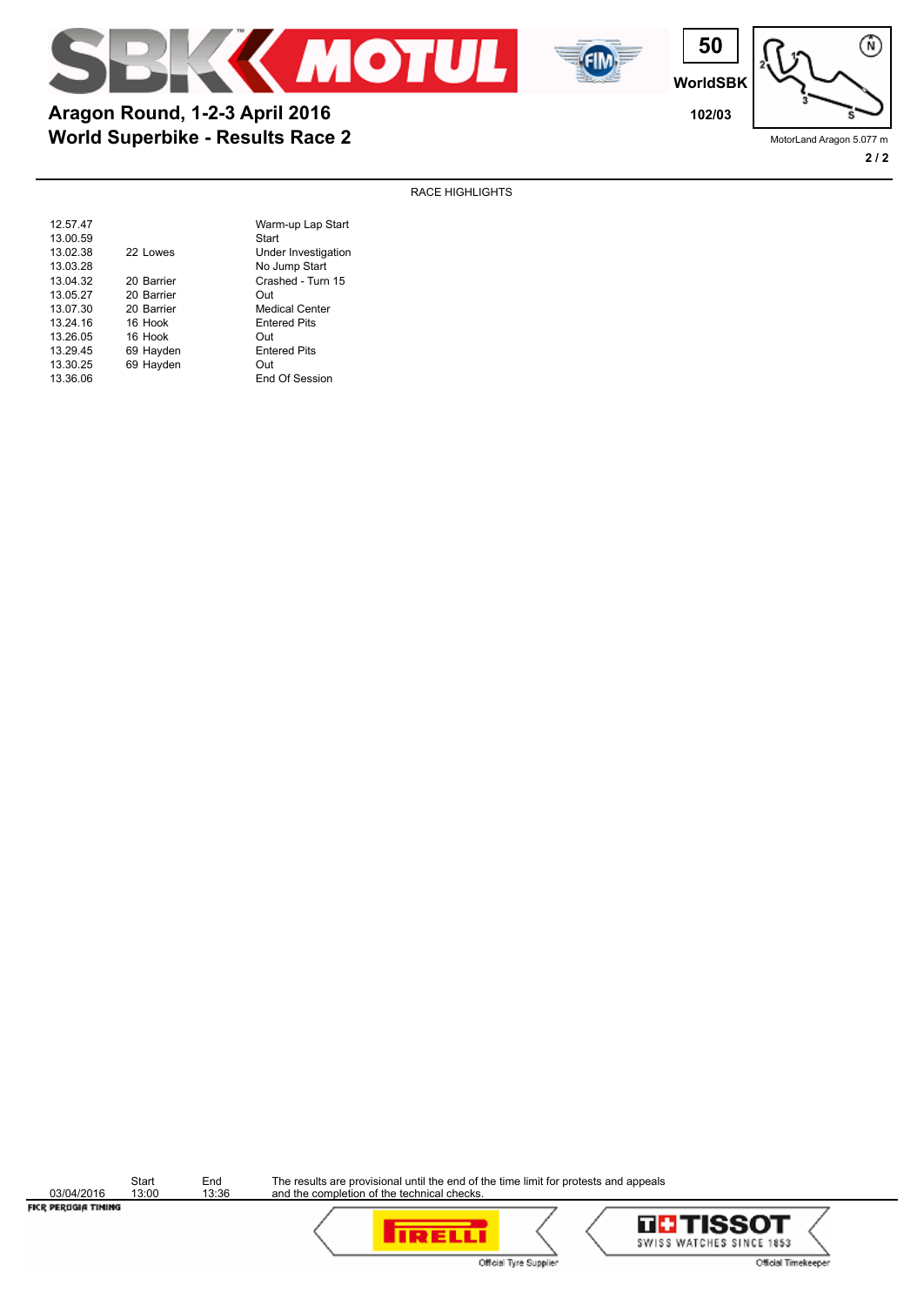# Aragon Round, 1-2-3 April 2016

## World Superbike - Results Race 2

50 WorldSBK

102/03

MotorLand Aragon 5.077 m

### RACE HIGHLIGHTS

| | | |
|---|---|---|
| 12.57.47 | | Warm-up Lap Start |
| 13.00.59 | | Start |
| 13.02.38 | 22 Lowes | Under Investigation |
| 13.03.28 | | No Jump Start |
| 13.04.32 | 20 Barrier | Crashed - Turn 15 |
| 13.05.27 | 20 Barrier | Out |
| 13.07.30 | 20 Barrier | Medical Center |
| 13.24.16 | 16 Hook | Entered Pits |
| 13.26.05 | 16 Hook | Out |
| 13.29.45 | 69 Hayden | Entered Pits |
| 13.30.25 | 69 Hayden | Out |
| 13.36.06 | | End Of Session |

| | Start | End |
|---|---|---|
| 03/04/2016 | 13:00 | 13:36 |

The results are provisional until the end of the time limit for protests and appeals and the completion of the technical checks.

FICR PERUGIA TIMING

Official Tyre Supplier

Official Timekeeper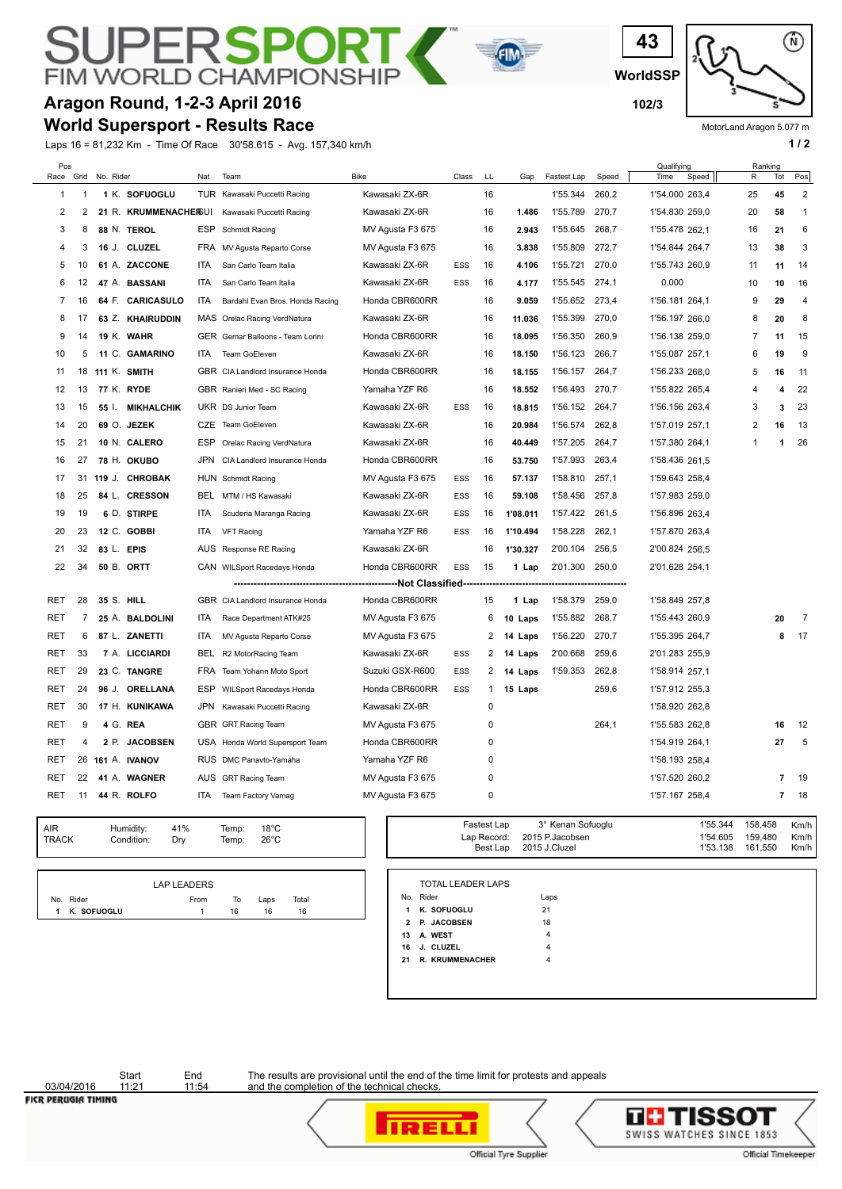# SUPERSPORT FIM WORLD CHAMPIONSHIP

43

WorldSSP

102/3

## Aragon Round, 1-2-3 April 2016

## World Supersport - Results Race

MotorLand Aragon 5.077 m

Laps 16 = 81,232 Km - Time Of Race 30'58.615 - Avg. 157,340 km/h

| Pos Race | Grid | No. | Rider | Nat | Team | Bike | Class | LL | Gap | Fastest Lap | Speed | Qualifying Time | Qualifying Speed | Ranking R | Ranking Tot | Ranking Pos |
|---|---|---|---|---|---|---|---|---|---|---|---|---|---|---|---|---|
| 1 | 1 | 1 | K. SOFUOGLU | TUR | Kawasaki Puccetti Racing | Kawasaki ZX-6R | | 16 | | 1'55.344 | 260,2 | 1'54.000 | 263,4 | 25 | 45 | 2 |
| 2 | 2 | 21 | R. KRUMMENACHER | SUI | Kawasaki Puccetti Racing | Kawasaki ZX-6R | | 16 | 1.486 | 1'55.789 | 270,7 | 1'54.830 | 259,0 | 20 | 58 | 1 |
| 3 | 8 | 88 | N. TEROL | ESP | Schmidt Racing | MV Agusta F3 675 | | 16 | 2.943 | 1'55.645 | 268,7 | 1'55.478 | 262,1 | 16 | 21 | 6 |
| 4 | 3 | 16 | J. CLUZEL | FRA | MV Agusta Reparto Corse | MV Agusta F3 675 | | 16 | 3.838 | 1'55.809 | 272,7 | 1'54.844 | 264,7 | 13 | 38 | 3 |
| 5 | 10 | 61 | A. ZACCONE | ITA | San Carlo Team Italia | Kawasaki ZX-6R | ESS | 16 | 4.106 | 1'55.721 | 270,0 | 1'55.743 | 260,9 | 11 | 11 | 14 |
| 6 | 12 | 47 | A. BASSANI | ITA | San Carlo Team Italia | Kawasaki ZX-6R | ESS | 16 | 4.177 | 1'55.545 | 274,1 | 0.000 | | 10 | 10 | 16 |
| 7 | 16 | 64 | F. CARICASULO | ITA | Bardahl Evan Bros. Honda Racing | Honda CBR600RR | | 16 | 9.059 | 1'55.652 | 273,4 | 1'56.181 | 264,1 | 9 | 29 | 4 |
| 8 | 17 | 63 | Z. KHAIRUDDIN | MAS | Orelac Racing VerdNatura | Kawasaki ZX-6R | | 16 | 11.036 | 1'55.399 | 270,0 | 1'56.197 | 266,0 | 8 | 20 | 8 |
| 9 | 14 | 19 | K. WAHR | GER | Gemar Balloons - Team Lorini | Honda CBR600RR | | 16 | 18.095 | 1'56.350 | 260,9 | 1'56.138 | 259,0 | 7 | 11 | 15 |
| 10 | 5 | 11 | C. GAMARINO | ITA | Team GoEleven | Kawasaki ZX-6R | | 16 | 18.150 | 1'56.123 | 266,7 | 1'55.087 | 257,1 | 6 | 19 | 9 |
| 11 | 18 | 111 | K. SMITH | GBR | CIA Landlord Insurance Honda | Honda CBR600RR | | 16 | 18.155 | 1'56.157 | 264,7 | 1'56.233 | 268,0 | 5 | 16 | 11 |
| 12 | 13 | 77 | K. RYDE | GBR | Ranieri Med - SC Racing | Yamaha YZF R6 | | 16 | 18.552 | 1'56.493 | 270,7 | 1'55.822 | 265,4 | 4 | 4 | 22 |
| 13 | 15 | 55 | I. MIKHALCHIK | UKR | DS Junior Team | Kawasaki ZX-6R | ESS | 16 | 18.815 | 1'56.152 | 264,7 | 1'56.156 | 263,4 | 3 | 3 | 23 |
| 14 | 20 | 69 | O. JEZEK | CZE | Team GoEleven | Kawasaki ZX-6R | | 16 | 20.984 | 1'56.574 | 262,8 | 1'57.019 | 257,1 | 2 | 16 | 13 |
| 15 | 21 | 10 | N. CALERO | ESP | Orelac Racing VerdNatura | Kawasaki ZX-6R | | 16 | 40.449 | 1'57.205 | 264,7 | 1'57.380 | 264,1 | 1 | 1 | 26 |
| 16 | 27 | 78 | H. OKUBO | JPN | CIA Landlord Insurance Honda | Honda CBR600RR | | 16 | 53.750 | 1'57.993 | 263,4 | 1'58.436 | 261,5 | | | |
| 17 | 31 | 119 | J. CHROBAK | HUN | Schmidt Racing | MV Agusta F3 675 | ESS | 16 | 57.137 | 1'58.810 | 257,1 | 1'59.643 | 258,4 | | | |
| 18 | 25 | 84 | L. CRESSON | BEL | MTM / HS Kawasaki | Kawasaki ZX-6R | ESS | 16 | 59.108 | 1'58.456 | 257,8 | 1'57.983 | 259,0 | | | |
| 19 | 19 | 6 | D. STIRPE | ITA | Scuderia Maranga Racing | Kawasaki ZX-6R | ESS | 16 | 1'08.011 | 1'57.422 | 261,5 | 1'56.896 | 263,4 | | | |
| 20 | 23 | 12 | C. GOBBI | ITA | VFT Racing | Yamaha YZF R6 | ESS | 16 | 1'10.494 | 1'58.228 | 262,1 | 1'57.870 | 263,4 | | | |
| 21 | 32 | 83 | L. EPIS | AUS | Response RE Racing | Kawasaki ZX-6R | | 16 | 1'30.327 | 2'00.104 | 256,5 | 2'00.824 | 256,5 | | | |
| 22 | 34 | 50 | B. ORTT | CAN | WILSport Racedays Honda | Honda CBR600RR | ESS | 15 | 1 Lap | 2'01.300 | 250,0 | 2'01.628 | 254,1 | | | |
| | | | | | **Not Classified** | | | | | | | | | | | |
| RET | 28 | 35 | S. HILL | GBR | CIA Landlord Insurance Honda | Honda CBR600RR | | 15 | 1 Lap | 1'58.379 | 259,0 | 1'58.849 | 257,8 | | | |
| RET | 7 | 25 | A. BALDOLINI | ITA | Race Department ATK#25 | MV Agusta F3 675 | | 6 | 10 Laps | 1'55.882 | 268,7 | 1'55.443 | 260,9 | | 20 | 7 |
| RET | 6 | 87 | L. ZANETTI | ITA | MV Agusta Reparto Corse | MV Agusta F3 675 | | 2 | 14 Laps | 1'56.220 | 270,7 | 1'55.395 | 264,7 | | 8 | 17 |
| RET | 33 | 7 | A. LICCIARDI | BEL | R2 MotorRacing Team | Kawasaki ZX-6R | ESS | 2 | 14 Laps | 2'00.668 | 259,6 | 2'01.283 | 255,9 | | | |
| RET | 29 | 23 | C. TANGRE | FRA | Team Yohann Moto Sport | Suzuki GSX-R600 | ESS | 2 | 14 Laps | 1'59.353 | 262,8 | 1'58.914 | 257,1 | | | |
| RET | 24 | 96 | J. ORELLANA | ESP | WILSport Racedays Honda | Honda CBR600RR | ESS | 1 | 15 Laps | | 259,6 | 1'57.912 | 255,3 | | | |
| RET | 30 | 17 | H. KUNIKAWA | JPN | Kawasaki Puccetti Racing | Kawasaki ZX-6R | | 0 | | | | 1'58.920 | 262,8 | | | |
| RET | 9 | 4 | G. REA | GBR | GRT Racing Team | MV Agusta F3 675 | | 0 | | | 264,1 | 1'55.583 | 262,8 | | 16 | 12 |
| RET | 4 | 2 | P. JACOBSEN | USA | Honda World Supersport Team | Honda CBR600RR | | 0 | | | | 1'54.919 | 264,1 | | 27 | 5 |
| RET | 26 | 161 | A. IVANOV | RUS | DMC Panavto-Yamaha | Yamaha YZF R6 | | 0 | | | | 1'58.193 | 258,4 | | | |
| RET | 22 | 41 | A. WAGNER | AUS | GRT Racing Team | MV Agusta F3 675 | | 0 | | | | 1'57.520 | 260,2 | | 7 | 19 |
| RET | 11 | 44 | R. ROLFO | ITA | Team Factory Vamag | MV Agusta F3 675 | | 0 | | | | 1'57.167 | 258,4 | | 7 | 18 |

| | | | | |
|---|---|---|---|---|
| AIR | Humidity: | 41% | Temp: | 18°C |
| TRACK | Condition: | Dry | Temp: | 26°C |

| | | | | |
|---|---|---|---|---|
| Fastest Lap | 3° Kenan Sofuoglu | 1'55.344 | 158,458 | Km/h |
| Lap Record: | 2015 P.Jacobsen | 1'54.605 | 159,480 | Km/h |
| Best Lap | 2015 J.Cluzel | 1'53.138 | 161,550 | Km/h |

LAP LEADERS

| No. | Rider | From | To | Laps | Total |
|---|---|---|---|---|---|
| 1 | K. SOFUOGLU | 1 | 16 | 16 | 16 |

TOTAL LEADER LAPS

| No. | Rider | Laps |
|---|---|---|
| 1 | K. SOFUOGLU | 21 |
| 2 | P. JACOBSEN | 18 |
| 13 | A. WEST | 4 |
| 16 | J. CLUZEL | 4 |
| 21 | R. KRUMMENACHER | 4 |

| | Start | End |
|---|---|---|
| 03/04/2016 | 11:21 | 11:54 |

The results are provisional until the end of the time limit for protests and appeals and the completion of the technical checks.

FICR PERUGIA TIMING — Official Tyre Supplier: PIRELLI — Official Timekeeper: TISSOT SWISS WATCHES SINCE 1853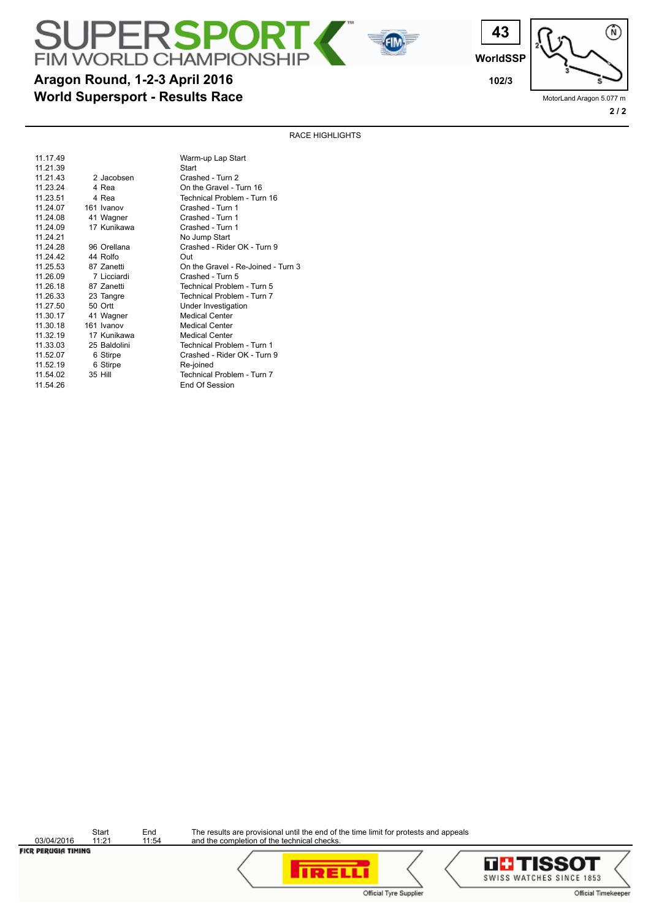# SUPERSPORT FIM WORLD CHAMPIONSHIP

## Aragon Round, 1-2-3 April 2016
## World Supersport - Results Race

43
WorldSSP
102/3

MotorLand Aragon 5.077 m

### RACE HIGHLIGHTS

| Time | Rider | Event |
|---|---|---|
| 11.17.49 | | Warm-up Lap Start |
| 11.21.39 | | Start |
| 11.21.43 | 2 Jacobsen | Crashed - Turn 2 |
| 11.23.24 | 4 Rea | On the Gravel - Turn 16 |
| 11.23.51 | 4 Rea | Technical Problem - Turn 16 |
| 11.24.07 | 161 Ivanov | Crashed - Turn 1 |
| 11.24.08 | 41 Wagner | Crashed - Turn 1 |
| 11.24.09 | 17 Kunikawa | Crashed - Turn 1 |
| 11.24.21 | | No Jump Start |
| 11.24.28 | 96 Orellana | Crashed - Rider OK - Turn 9 |
| 11.24.42 | 44 Rolfo | Out |
| 11.25.53 | 87 Zanetti | On the Gravel - Re-Joined - Turn 3 |
| 11.26.09 | 7 Licciardi | Crashed - Turn 5 |
| 11.26.18 | 87 Zanetti | Technical Problem - Turn 5 |
| 11.26.33 | 23 Tangre | Technical Problem - Turn 7 |
| 11.27.50 | 50 Ortt | Under Investigation |
| 11.30.17 | 41 Wagner | Medical Center |
| 11.30.18 | 161 Ivanov | Medical Center |
| 11.32.19 | 17 Kunikawa | Medical Center |
| 11.33.03 | 25 Baldolini | Technical Problem - Turn 1 |
| 11.52.07 | 6 Stirpe | Crashed - Rider OK - Turn 9 |
| 11.52.19 | 6 Stirpe | Re-joined |
| 11.54.02 | 35 Hill | Technical Problem - Turn 7 |
| 11.54.26 | | End Of Session |

| | Start | End |
|---|---|---|
| 03/04/2016 | 11:21 | 11:54 |

The results are provisional until the end of the time limit for protests and appeals and the completion of the technical checks.

FICR PERUGIA TIMING

Official Tyre Supplier — PIRELLI

Official Timekeeper — TISSOT SWISS WATCHES SINCE 1853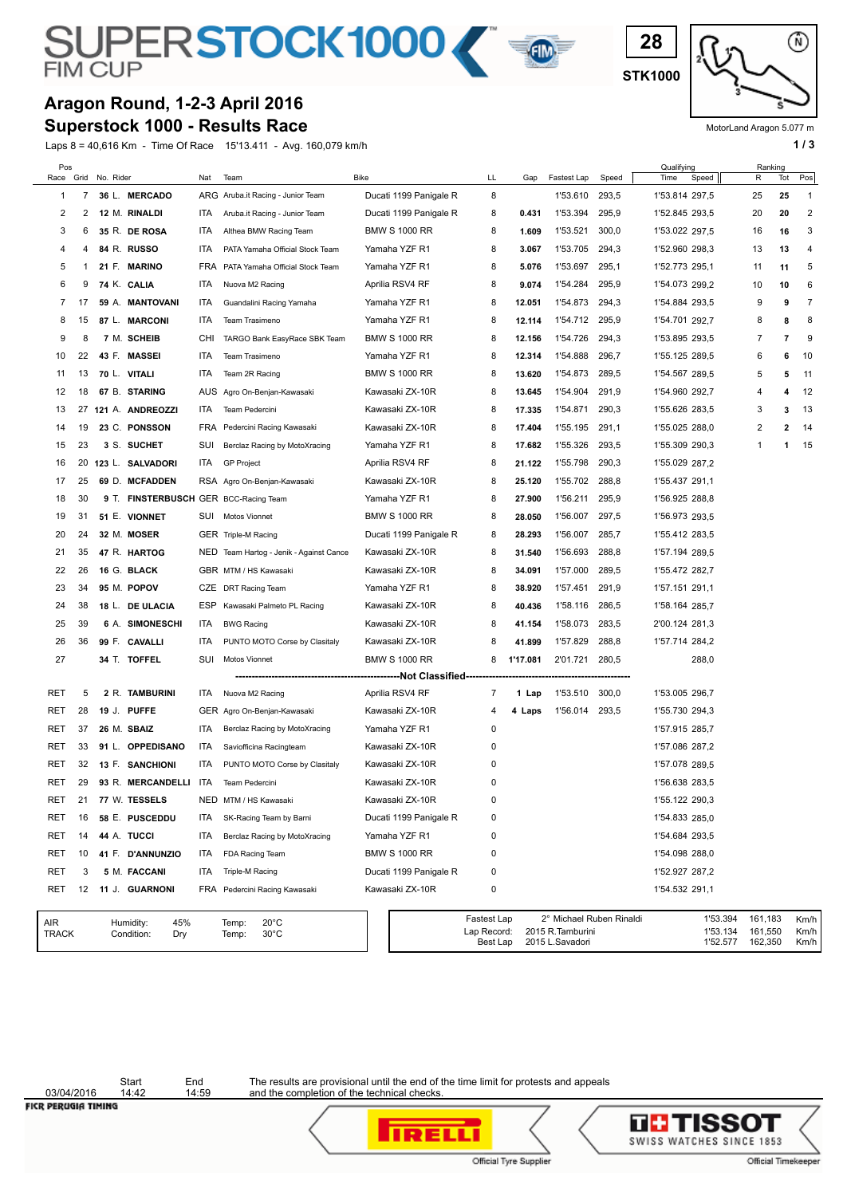# SUPERSTOCK 1000 FIM CUP

**28**
**STK1000**

MotorLand Aragon 5.077 m

## Aragon Round, 1-2-3 April 2016
## Superstock 1000 - Results Race

Laps 8 = 40,616 Km - Time Of Race 15'13.411 - Avg. 160,079 km/h

| Pos Race | Grid | No. | Rider | Nat | Team | Bike | LL | Gap | Fastest Lap | Speed | Qualifying Time | Qualifying Speed | Ranking R | Ranking Tot | Ranking Pos |
|---|---|---|---|---|---|---|---|---|---|---|---|---|---|---|---|
| 1 | 7 | 36 | L. MERCADO | ARG | Aruba.it Racing - Junior Team | Ducati 1199 Panigale R | 8 | | 1'53.610 | 293,5 | 1'53.814 | 297,5 | 25 | 25 | 1 |
| 2 | 2 | 12 | M. RINALDI | ITA | Aruba.it Racing - Junior Team | Ducati 1199 Panigale R | 8 | 0.431 | 1'53.394 | 295,9 | 1'52.845 | 293,5 | 20 | 20 | 2 |
| 3 | 6 | 35 | R. DE ROSA | ITA | Althea BMW Racing Team | BMW S 1000 RR | 8 | 1.609 | 1'53.521 | 300,0 | 1'53.022 | 297,5 | 16 | 16 | 3 |
| 4 | 4 | 84 | R. RUSSO | ITA | PATA Yamaha Official Stock Team | Yamaha YZF R1 | 8 | 3.067 | 1'53.705 | 294,3 | 1'52.960 | 298,3 | 13 | 13 | 4 |
| 5 | 1 | 21 | F. MARINO | FRA | PATA Yamaha Official Stock Team | Yamaha YZF R1 | 8 | 5.076 | 1'53.697 | 295,1 | 1'52.773 | 295,1 | 11 | 11 | 5 |
| 6 | 9 | 74 | K. CALIA | ITA | Nuova M2 Racing | Aprilia RSV4 RF | 8 | 9.074 | 1'54.284 | 295,9 | 1'54.073 | 299,2 | 10 | 10 | 6 |
| 7 | 17 | 59 | A. MANTOVANI | ITA | Guandalini Racing Yamaha | Yamaha YZF R1 | 8 | 12.051 | 1'54.873 | 294,3 | 1'54.884 | 293,5 | 9 | 9 | 7 |
| 8 | 15 | 87 | L. MARCONI | ITA | Team Trasimeno | Yamaha YZF R1 | 8 | 12.114 | 1'54.712 | 295,9 | 1'54.701 | 292,7 | 8 | 8 | 8 |
| 9 | 8 | 7 | M. SCHEIB | CHI | TARGO Bank EasyRace SBK Team | BMW S 1000 RR | 8 | 12.156 | 1'54.726 | 294,3 | 1'53.895 | 293,5 | 7 | 7 | 9 |
| 10 | 22 | 43 | F. MASSEI | ITA | Team Trasimeno | Yamaha YZF R1 | 8 | 12.314 | 1'54.888 | 296,7 | 1'55.125 | 289,5 | 6 | 6 | 10 |
| 11 | 13 | 70 | L. VITALI | ITA | Team 2R Racing | BMW S 1000 RR | 8 | 13.620 | 1'54.873 | 289,5 | 1'54.567 | 289,5 | 5 | 5 | 11 |
| 12 | 18 | 67 | B. STARING | AUS | Agro On-Benjan-Kawasaki | Kawasaki ZX-10R | 8 | 13.645 | 1'54.904 | 291,9 | 1'54.960 | 292,7 | 4 | 4 | 12 |
| 13 | 27 | 121 | A. ANDREOZZI | ITA | Team Pedercini | Kawasaki ZX-10R | 8 | 17.335 | 1'54.871 | 290,3 | 1'55.626 | 283,5 | 3 | 3 | 13 |
| 14 | 19 | 23 | C. PONSSON | FRA | Pedercini Racing Kawasaki | Kawasaki ZX-10R | 8 | 17.404 | 1'55.195 | 291,1 | 1'55.025 | 288,0 | 2 | 2 | 14 |
| 15 | 23 | 3 | S. SUCHET | SUI | Berclaz Racing by MotoXracing | Yamaha YZF R1 | 8 | 17.682 | 1'55.326 | 293,5 | 1'55.309 | 290,3 | 1 | 1 | 15 |
| 16 | 20 | 123 | L. SALVADORI | ITA | GP Project | Aprilia RSV4 RF | 8 | 21.122 | 1'55.798 | 290,3 | 1'55.029 | 287,2 | | | |
| 17 | 25 | 69 | D. MCFADDEN | RSA | Agro On-Benjan-Kawasaki | Kawasaki ZX-10R | 8 | 25.120 | 1'55.702 | 288,8 | 1'55.437 | 291,1 | | | |
| 18 | 30 | 9 | T. FINSTERBUSCH | GER | BCC-Racing Team | Yamaha YZF R1 | 8 | 27.900 | 1'56.211 | 295,9 | 1'56.925 | 288,8 | | | |
| 19 | 31 | 51 | E. VIONNET | SUI | Motos Vionnet | BMW S 1000 RR | 8 | 28.050 | 1'56.007 | 297,5 | 1'56.973 | 293,5 | | | |
| 20 | 24 | 32 | M. MOSER | GER | Triple-M Racing | Ducati 1199 Panigale R | 8 | 28.293 | 1'56.007 | 285,7 | 1'55.412 | 283,5 | | | |
| 21 | 35 | 47 | R. HARTOG | NED | Team Hartog - Jenik - Against Cance | Kawasaki ZX-10R | 8 | 31.540 | 1'56.693 | 288,8 | 1'57.194 | 289,5 | | | |
| 22 | 26 | 16 | G. BLACK | GBR | MTM / HS Kawasaki | Kawasaki ZX-10R | 8 | 34.091 | 1'57.000 | 289,5 | 1'55.472 | 282,7 | | | |
| 23 | 34 | 95 | M. POPOV | CZE | DRT Racing Team | Yamaha YZF R1 | 8 | 38.920 | 1'57.451 | 291,9 | 1'57.151 | 291,1 | | | |
| 24 | 38 | 18 | L. DE ULACIA | ESP | Kawasaki Palmeto PL Racing | Kawasaki ZX-10R | 8 | 40.436 | 1'58.116 | 286,5 | 1'58.164 | 285,7 | | | |
| 25 | 39 | 6 | A. SIMONESCHI | ITA | BWG Racing | Kawasaki ZX-10R | 8 | 41.154 | 1'58.073 | 283,5 | 2'00.124 | 281,3 | | | |
| 26 | 36 | 99 | F. CAVALLI | ITA | PUNTO MOTO Corse by Clasitaly | Kawasaki ZX-10R | 8 | 41.899 | 1'57.829 | 288,8 | 1'57.714 | 284,2 | | | |
| 27 | | 34 | T. TOFFEL | SUI | Motos Vionnet | BMW S 1000 RR | 8 | 1'17.081 | 2'01.721 | 280,5 | | 288,0 | | | |
| | | | **Not Classified** | | | | | | | | | | | | |
| RET | 5 | 2 | R. TAMBURINI | ITA | Nuova M2 Racing | Aprilia RSV4 RF | 7 | 1 Lap | 1'53.510 | 300,0 | 1'53.005 | 296,7 | | | |
| RET | 28 | 19 | J. PUFFE | GER | Agro On-Benjan-Kawasaki | Kawasaki ZX-10R | 4 | 4 Laps | 1'56.014 | 293,5 | 1'55.730 | 294,3 | | | |
| RET | 37 | 26 | M. SBAIZ | ITA | Berclaz Racing by MotoXracing | Yamaha YZF R1 | 0 | | | | 1'57.915 | 285,7 | | | |
| RET | 33 | 91 | L. OPPEDISANO | ITA | Saviofficina Racingteam | Kawasaki ZX-10R | 0 | | | | 1'57.086 | 287,2 | | | |
| RET | 32 | 13 | F. SANCHIONI | ITA | PUNTO MOTO Corse by Clasitaly | Kawasaki ZX-10R | 0 | | | | 1'57.078 | 289,5 | | | |
| RET | 29 | 93 | R. MERCANDELLI | ITA | Team Pedercini | Kawasaki ZX-10R | 0 | | | | 1'56.638 | 283,5 | | | |
| RET | 21 | 77 | W. TESSELS | NED | MTM / HS Kawasaki | Kawasaki ZX-10R | 0 | | | | 1'55.122 | 290,3 | | | |
| RET | 16 | 58 | E. PUSCEDDU | ITA | SK-Racing Team by Barni | Ducati 1199 Panigale R | 0 | | | | 1'54.833 | 285,0 | | | |
| RET | 14 | 44 | A. TUCCI | ITA | Berclaz Racing by MotoXracing | Yamaha YZF R1 | 0 | | | | 1'54.684 | 293,5 | | | |
| RET | 10 | 41 | F. D'ANNUNZIO | ITA | FDA Racing Team | BMW S 1000 RR | 0 | | | | 1'54.098 | 288,0 | | | |
| RET | 3 | 5 | M. FACCANI | ITA | Triple-M Racing | Ducati 1199 Panigale R | 0 | | | | 1'52.927 | 287,2 | | | |
| RET | 12 | 11 | J. GUARNONI | FRA | Pedercini Racing Kawasaki | Kawasaki ZX-10R | 0 | | | | 1'54.532 | 291,1 | | | |

| | | | | | |
|---|---|---|---|---|---|
| AIR | Humidity: | 45% | Temp: | 20°C | |
| TRACK | Condition: | Dry | Temp: | 30°C | |

| | | | | |
|---|---|---|---|---|
| Fastest Lap | 2° Michael Ruben Rinaldi | 1'53.394 | 161,183 | Km/h |
| Lap Record: | 2015 R.Tamburini | 1'53.134 | 161,550 | Km/h |
| Best Lap | 2015 L.Savadori | 1'52.577 | 162,350 | Km/h |

| | Start | End |
|---|---|---|
| 03/04/2016 | 14:42 | 14:59 |

The results are provisional until the end of the time limit for protests and appeals and the completion of the technical checks.

FICR PERUGIA TIMING

Official Tyre Supplier — PIRELLI

Official Timekeeper — TISSOT SWISS WATCHES SINCE 1853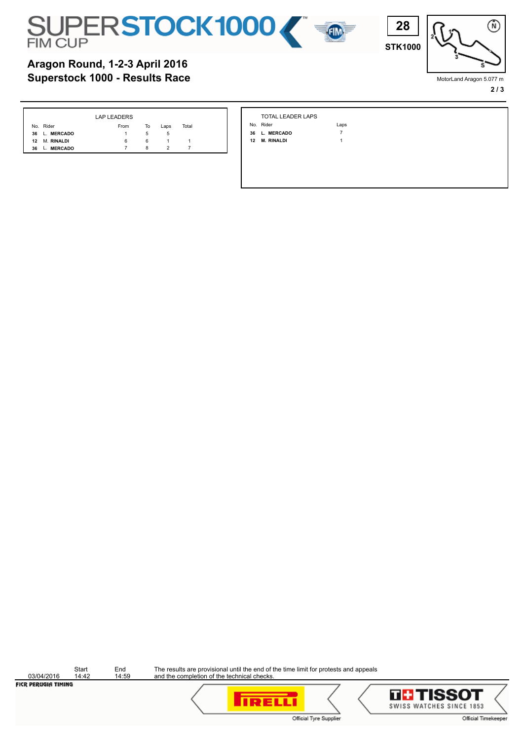# SUPERSTOCK 1000 FIM CUP

28
STK1000

MotorLand Aragon 5.077 m

## Aragon Round, 1-2-3 April 2016
## Superstock 1000 - Results Race

LAP LEADERS

| No. | Rider | From | To | Laps | Total |
|---|---|---|---|---|---|
| 36 | L. MERCADO | 1 | 5 | 5 | |
| 12 | M. RINALDI | 6 | 6 | 1 | 1 |
| 36 | L. MERCADO | 7 | 8 | 2 | 7 |

TOTAL LEADER LAPS

| No. | Rider | Laps |
|---|---|---|
| 36 | L. MERCADO | 7 |
| 12 | M. RINALDI | 1 |

| | Start | End |
|---|---|---|
| 03/04/2016 | 14:42 | 14:59 |

The results are provisional until the end of the time limit for protests and appeals and the completion of the technical checks.

FICR PERUGIA TIMING

Official Tyre Supplier

Official Timekeeper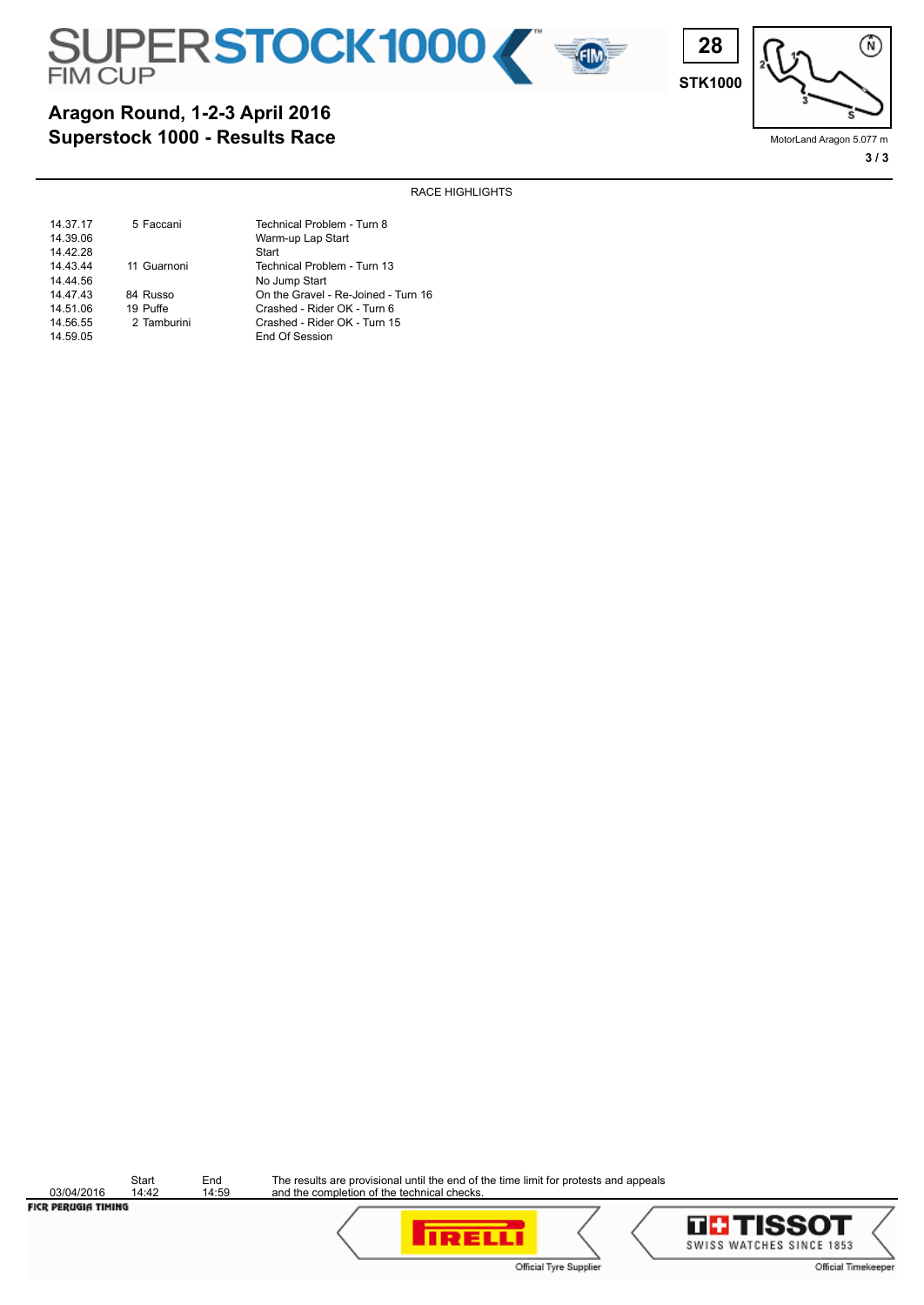# Aragon Round, 1-2-3 April 2016
## Superstock 1000 - Results Race

28
STK1000

MotorLand Aragon 5.077 m

RACE HIGHLIGHTS

| Time | Rider | Event |
|---|---|---|
| 14.37.17 | 5 Faccani | Technical Problem - Turn 8 |
| 14.39.06 | | Warm-up Lap Start |
| 14.42.28 | | Start |
| 14.43.44 | 11 Guarnoni | Technical Problem - Turn 13 |
| 14.44.56 | | No Jump Start |
| 14.47.43 | 84 Russo | On the Gravel - Re-Joined - Turn 16 |
| 14.51.06 | 19 Puffe | Crashed - Rider OK - Turn 6 |
| 14.56.55 | 2 Tamburini | Crashed - Rider OK - Turn 15 |
| 14.59.05 | | End Of Session |

03/04/2016 Start 14:42 End 14:59

The results are provisional until the end of the time limit for protests and appeals and the completion of the technical checks.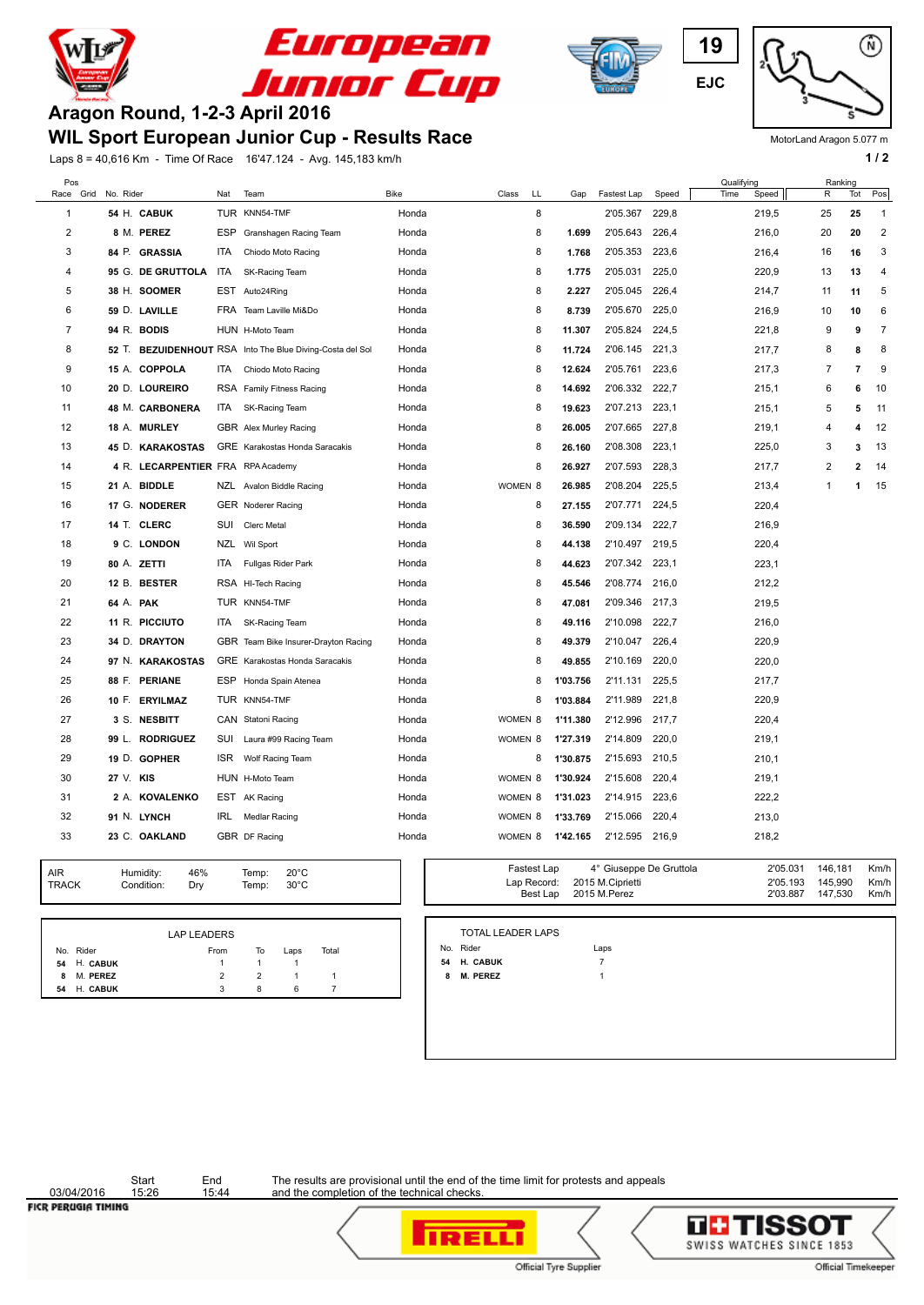# European Junior Cup

19
EJC

MotorLand Aragon 5.077 m

## Aragon Round, 1-2-3 April 2016
## WIL Sport European Junior Cup - Results Race

Laps 8 = 40,616 Km - Time Of Race 16'47.124 - Avg. 145,183 km/h

| Pos Race | Grid | No. | Rider | Nat | Team | Bike | Class | LL | Gap | Fastest Lap | Speed | Qualifying Time | Qualifying Speed | Ranking R | Ranking Tot | Ranking Pos |
|---|---|---|---|---|---|---|---|---|---|---|---|---|---|---|---|---|
| 1 | | 54 | H. CABUK | TUR | KNN54-TMF | Honda | | 8 | | 2'05.367 | 229,8 | | 219,5 | 25 | 25 | 1 |
| 2 | | 8 | M. PEREZ | ESP | Granshagen Racing Team | Honda | | 8 | 1.699 | 2'05.643 | 226,4 | | 216,0 | 20 | 20 | 2 |
| 3 | | 84 | P. GRASSIA | ITA | Chiodo Moto Racing | Honda | | 8 | 1.768 | 2'05.353 | 223,6 | | 216,4 | 16 | 16 | 3 |
| 4 | | 95 | G. DE GRUTTOLA | ITA | SK-Racing Team | Honda | | 8 | 1.775 | 2'05.031 | 225,0 | | 220,9 | 13 | 13 | 4 |
| 5 | | 38 | H. SOOMER | EST | Auto24Ring | Honda | | 8 | 2.227 | 2'05.045 | 226,4 | | 214,7 | 11 | 11 | 5 |
| 6 | | 59 | D. LAVILLE | FRA | Team Laville Mi&Do | Honda | | 8 | 8.739 | 2'05.670 | 225,0 | | 216,9 | 10 | 10 | 6 |
| 7 | | 94 | R. BODIS | HUN | H-Moto Team | Honda | | 8 | 11.307 | 2'05.824 | 224,5 | | 221,8 | 9 | 9 | 7 |
| 8 | | 52 | T. BEZUIDENHOUT | RSA | Into The Blue Diving-Costa del Sol | Honda | | 8 | 11.724 | 2'06.145 | 221,3 | | 217,7 | 8 | 8 | 8 |
| 9 | | 15 | A. COPPOLA | ITA | Chiodo Moto Racing | Honda | | 8 | 12.624 | 2'05.761 | 223,6 | | 217,3 | 7 | 7 | 9 |
| 10 | | 20 | D. LOUREIRO | RSA | Family Fitness Racing | Honda | | 8 | 14.692 | 2'06.332 | 222,7 | | 215,1 | 6 | 6 | 10 |
| 11 | | 48 | M. CARBONERA | ITA | SK-Racing Team | Honda | | 8 | 19.623 | 2'07.213 | 223,1 | | 215,1 | 5 | 5 | 11 |
| 12 | | 18 | A. MURLEY | GBR | Alex Murley Racing | Honda | | 8 | 26.005 | 2'07.665 | 227,8 | | 219,1 | 4 | 4 | 12 |
| 13 | | 45 | D. KARAKOSTAS | GRE | Karakostas Honda Saracakis | Honda | | 8 | 26.160 | 2'08.308 | 223,1 | | 225,0 | 3 | 3 | 13 |
| 14 | | 4 | R. LECARPENTIER | FRA | RPA Academy | Honda | | 8 | 26.927 | 2'07.593 | 228,3 | | 217,7 | 2 | 2 | 14 |
| 15 | | 21 | A. BIDDLE | NZL | Avalon Biddle Racing | Honda | WOMEN | 8 | 26.985 | 2'08.204 | 225,5 | | 213,4 | 1 | 1 | 15 |
| 16 | | 17 | G. NODERER | GER | Noderer Racing | Honda | | 8 | 27.155 | 2'07.771 | 224,5 | | 220,4 | | | |
| 17 | | 14 | T. CLERC | SUI | Clerc Metal | Honda | | 8 | 36.590 | 2'09.134 | 222,7 | | 216,9 | | | |
| 18 | | 9 | C. LONDON | NZL | Wil Sport | Honda | | 8 | 44.138 | 2'10.497 | 219,5 | | 220,4 | | | |
| 19 | | 80 | A. ZETTI | ITA | Fullgas Rider Park | Honda | | 8 | 44.623 | 2'07.342 | 223,1 | | 223,1 | | | |
| 20 | | 12 | B. BESTER | RSA | Hi-Tech Racing | Honda | | 8 | 45.546 | 2'08.774 | 216,0 | | 212,2 | | | |
| 21 | | 64 | A. PAK | TUR | KNN54-TMF | Honda | | 8 | 47.081 | 2'09.346 | 217,3 | | 219,5 | | | |
| 22 | | 11 | R. PICCIUTO | ITA | SK-Racing Team | Honda | | 8 | 49.116 | 2'10.098 | 222,7 | | 216,0 | | | |
| 23 | | 34 | D. DRAYTON | GBR | Team Bike Insurer-Drayton Racing | Honda | | 8 | 49.379 | 2'10.047 | 226,4 | | 220,9 | | | |
| 24 | | 97 | N. KARAKOSTAS | GRE | Karakostas Honda Saracakis | Honda | | 8 | 49.855 | 2'10.169 | 220,0 | | 220,0 | | | |
| 25 | | 88 | F. PERIANE | ESP | Honda Spain Atenea | Honda | | 8 | 1'03.756 | 2'11.131 | 225,5 | | 217,7 | | | |
| 26 | | 10 | F. ERYILMAZ | TUR | KNN54-TMF | Honda | | 8 | 1'03.884 | 2'11.989 | 221,8 | | 220,9 | | | |
| 27 | | 3 | S. NESBITT | CAN | Statoni Racing | Honda | WOMEN | 8 | 1'11.380 | 2'12.996 | 217,7 | | 220,4 | | | |
| 28 | | 99 | L. RODRIGUEZ | SUI | Laura #99 Racing Team | Honda | WOMEN | 8 | 1'27.319 | 2'14.809 | 220,0 | | 219,1 | | | |
| 29 | | 19 | D. GOPHER | ISR | Wolf Racing Team | Honda | | 8 | 1'30.875 | 2'15.693 | 210,5 | | 210,1 | | | |
| 30 | | 27 | V. KIS | HUN | H-Moto Team | Honda | WOMEN | 8 | 1'30.924 | 2'15.608 | 220,4 | | 219,1 | | | |
| 31 | | 2 | A. KOVALENKO | EST | AK Racing | Honda | WOMEN | 8 | 1'31.023 | 2'14.915 | 223,6 | | 222,2 | | | |
| 32 | | 91 | N. LYNCH | IRL | Medlar Racing | Honda | WOMEN | 8 | 1'33.769 | 2'15.066 | 220,4 | | 213,0 | | | |
| 33 | | 23 | C. OAKLAND | GBR | DF Racing | Honda | WOMEN | 8 | 1'42.165 | 2'12.595 | 216,9 | | 218,2 | | | |

| | | | | |
|---|---|---|---|---|
| AIR | Humidity: | 46% | Temp: | 20°C |
| TRACK | Condition: | Dry | Temp: | 30°C |

| | | | | |
|---|---|---|---|---|
| Fastest Lap | 4° Giuseppe De Gruttola | 2'05.031 | 146,181 | Km/h |
| Lap Record: | 2015 M.Ciprietti | 2'05.193 | 145,990 | Km/h |
| Best Lap | 2015 M.Perez | 2'03.887 | 147,530 | Km/h |

**LAP LEADERS**

| No. | Rider | From | To | Laps | Total |
|---|---|---|---|---|---|
| 54 | H. CABUK | 1 | 1 | 1 | |
| 8 | M. PEREZ | 2 | 2 | 1 | 1 |
| 54 | H. CABUK | 3 | 8 | 6 | 7 |

**TOTAL LEADER LAPS**

| No. | Rider | Laps |
|---|---|---|
| 54 | H. CABUK | 7 |
| 8 | M. PEREZ | 1 |

| | Start | End |
|---|---|---|
| 03/04/2016 | 15:26 | 15:44 |

The results are provisional until the end of the time limit for protests and appeals and the completion of the technical checks.

FICR PERUGIA TIMING

Official Tyre Supplier — PIRELLI

TISSOT SWISS WATCHES SINCE 1853 — Official Timekeeper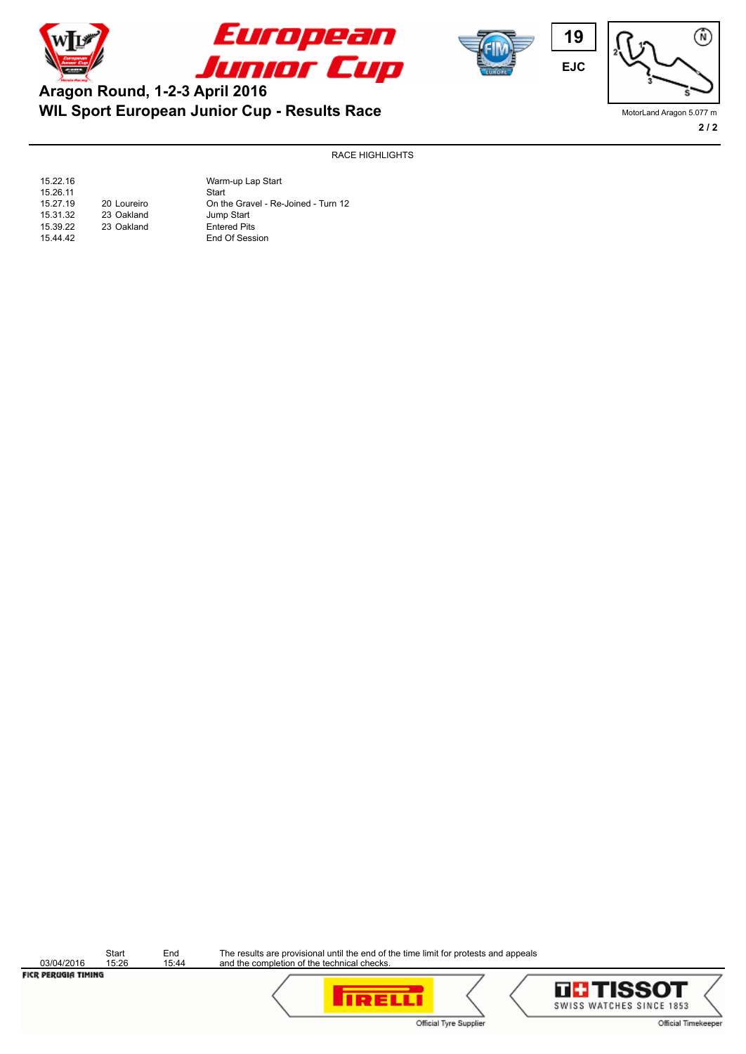# European Junior Cup

## Aragon Round, 1-2-3 April 2016

## WIL Sport European Junior Cup - Results Race

19

EJC

MotorLand Aragon 5.077 m

RACE HIGHLIGHTS

| | | |
|---|---|---|
| 15.22.16 | | Warm-up Lap Start |
| 15.26.11 | | Start |
| 15.27.19 | 20 Loureiro | On the Gravel - Re-Joined - Turn 12 |
| 15.31.32 | 23 Oakland | Jump Start |
| 15.39.22 | 23 Oakland | Entered Pits |
| 15.44.42 | | End Of Session |

| | Start | End |
|---|---|---|
| 03/04/2016 | 15:26 | 15:44 |

The results are provisional until the end of the time limit for protests and appeals and the completion of the technical checks.

FICR PERUGIA TIMING

Official Tyre Supplier

TISSOT SWISS WATCHES SINCE 1853

Official Timekeeper